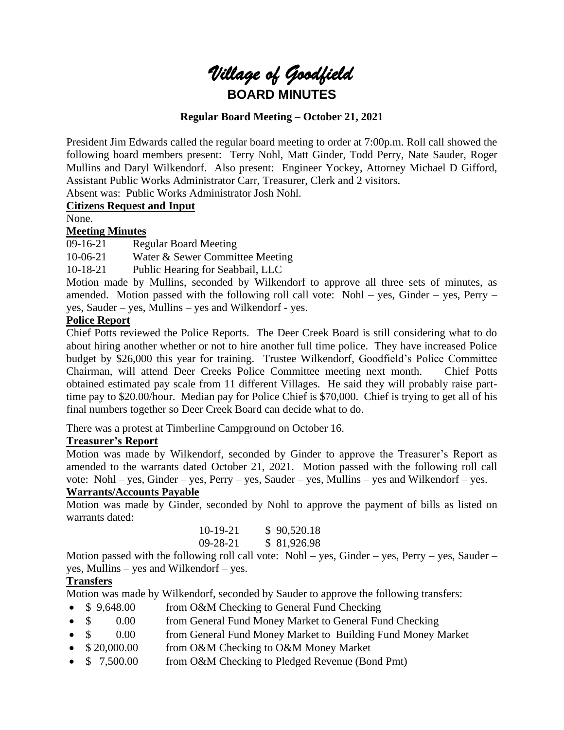# *Village of Goodfield*

## BOARD MINUTES

### Regular Board Meeting – October 21, 2021

President Jim Edwards called the regular board meeting to order at 7:00p.m. Roll call showed the following board members present: Terry Nohl, Matt Ginder, Todd Perry, Nate Sauder, Roger Mullins and Daryl Wilkendorf. Also present: Engineer Yockey, Attorney Michael D Gifford, Assistant Public Works Administrator Carr, Treasurer, Clerk and 2 visitors.

Absent was: Public Works Administrator Josh Nohl.

**Citizens Request and Input**

None.

**Meeting Minutes**

09-16-21 Regular Board Meeting

10-06-21 Water & Sewer Committee Meeting

10-18-21 Public Hearing for Seabbail, LLC

Motion made by Mullins, seconded by Wilkendorf to approve all three sets of minutes, as amended. Motion passed with the following roll call vote: Nohl – yes, Ginder – yes, Perry – yes, Sauder – yes, Mullins – yes and Wilkendorf - yes.

**Police Report**

Chief Potts reviewed the Police Reports. The Deer Creek Board is still considering what to do about hiring another whether or not to hire another full time police. They have increased Police budget by $26,000 this year for training. Trustee Wilkendorf, Goodfield's Police Committee Chairman, will attend Deer Creeks Police Committee meeting next month. Chief Potts obtained estimated pay scale from 11 different Villages. He said they will probably raise part-time pay to $20.00/hour. Median pay for Police Chief is $70,000. Chief is trying to get all of his final numbers together so Deer Creek Board can decide what to do.

There was a protest at Timberline Campground on October 16.

**Treasurer's Report**

Motion was made by Wilkendorf, seconded by Ginder to approve the Treasurer's Report as amended to the warrants dated October 21, 2021. Motion passed with the following roll call vote: Nohl – yes, Ginder – yes, Perry – yes, Sauder – yes, Mullins – yes and Wilkendorf – yes.

**Warrants/Accounts Payable**

Motion was made by Ginder, seconded by Nohl to approve the payment of bills as listed on warrants dated:

10-19-21 $ 90,520.18

09-28-21 $ 81,926.98

Motion passed with the following roll call vote: Nohl – yes, Ginder – yes, Perry – yes, Sauder – yes, Mullins – yes and Wilkendorf – yes.

**Transfers**

Motion was made by Wilkendorf, seconded by Sauder to approve the following transfers:

- $ 9,648.00 from O&M Checking to General Fund Checking
- $ 0.00 from General Fund Money Market to General Fund Checking
- $ 0.00 from General Fund Money Market to Building Fund Money Market
- $ 20,000.00 from O&M Checking to O&M Money Market
- $ 7,500.00 from O&M Checking to Pledged Revenue (Bond Pmt)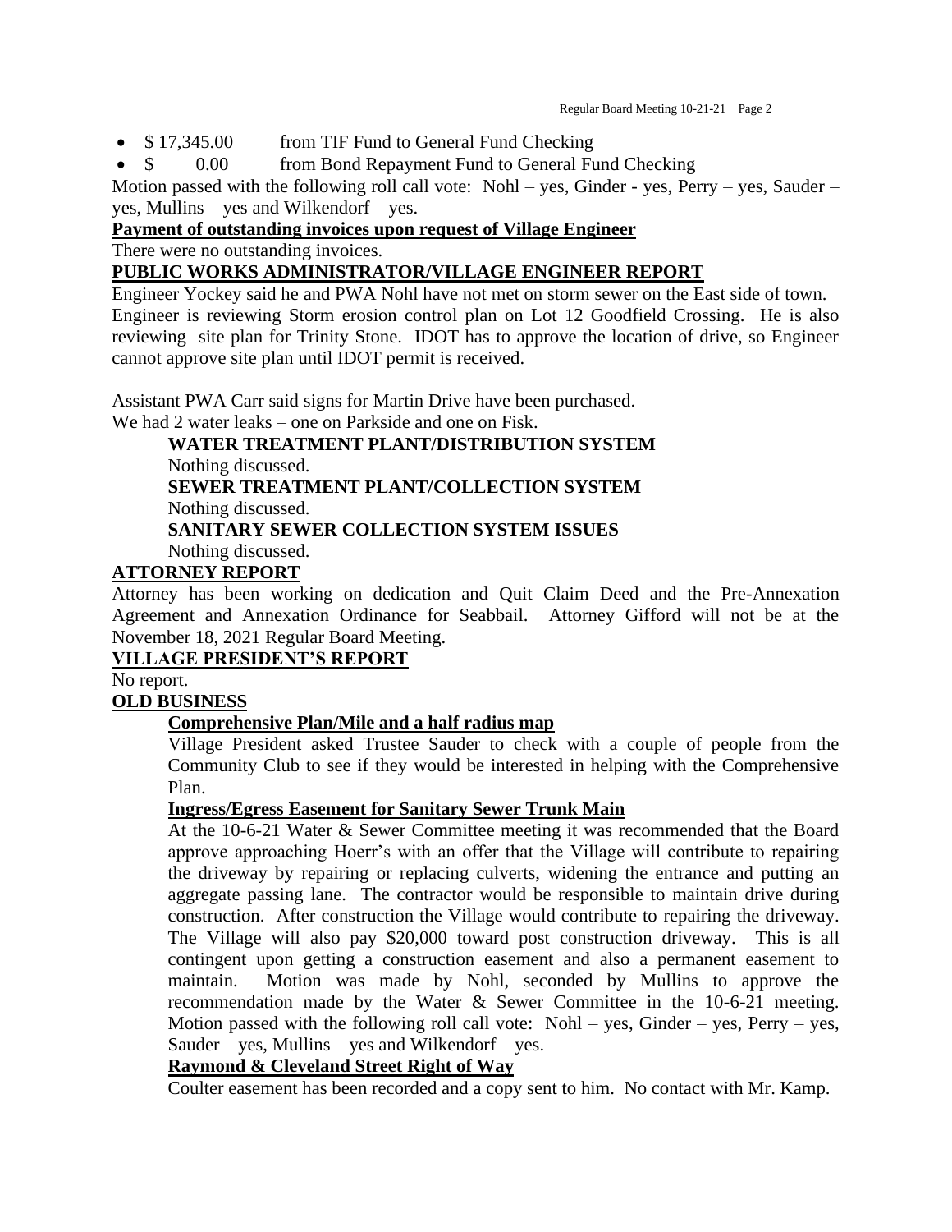- $ 17,345.00 from TIF Fund to General Fund Checking
- $ 0.00 from Bond Repayment Fund to General Fund Checking

Motion passed with the following roll call vote: Nohl – yes, Ginder - yes, Perry – yes, Sauder – yes, Mullins – yes and Wilkendorf – yes.

**Payment of outstanding invoices upon request of Village Engineer**

There were no outstanding invoices.

**PUBLIC WORKS ADMINISTRATOR/VILLAGE ENGINEER REPORT**

Engineer Yockey said he and PWA Nohl have not met on storm sewer on the East side of town. Engineer is reviewing Storm erosion control plan on Lot 12 Goodfield Crossing. He is also reviewing site plan for Trinity Stone. IDOT has to approve the location of drive, so Engineer cannot approve site plan until IDOT permit is received.

Assistant PWA Carr said signs for Martin Drive have been purchased.
We had 2 water leaks – one on Parkside and one on Fisk.

**WATER TREATMENT PLANT/DISTRIBUTION SYSTEM**

Nothing discussed.

**SEWER TREATMENT PLANT/COLLECTION SYSTEM**

Nothing discussed.

**SANITARY SEWER COLLECTION SYSTEM ISSUES**

Nothing discussed.

**ATTORNEY REPORT**

Attorney has been working on dedication and Quit Claim Deed and the Pre-Annexation Agreement and Annexation Ordinance for Seabbail. Attorney Gifford will not be at the November 18, 2021 Regular Board Meeting.

**VILLAGE PRESIDENT'S REPORT**

No report.

**OLD BUSINESS**

**Comprehensive Plan/Mile and a half radius map**

Village President asked Trustee Sauder to check with a couple of people from the Community Club to see if they would be interested in helping with the Comprehensive Plan.

**Ingress/Egress Easement for Sanitary Sewer Trunk Main**

At the 10-6-21 Water & Sewer Committee meeting it was recommended that the Board approve approaching Hoerr's with an offer that the Village will contribute to repairing the driveway by repairing or replacing culverts, widening the entrance and putting an aggregate passing lane. The contractor would be responsible to maintain drive during construction. After construction the Village would contribute to repairing the driveway. The Village will also pay $20,000 toward post construction driveway. This is all contingent upon getting a construction easement and also a permanent easement to maintain. Motion was made by Nohl, seconded by Mullins to approve the recommendation made by the Water & Sewer Committee in the 10-6-21 meeting. Motion passed with the following roll call vote: Nohl – yes, Ginder – yes, Perry – yes, Sauder – yes, Mullins – yes and Wilkendorf – yes.

**Raymond & Cleveland Street Right of Way**

Coulter easement has been recorded and a copy sent to him. No contact with Mr. Kamp.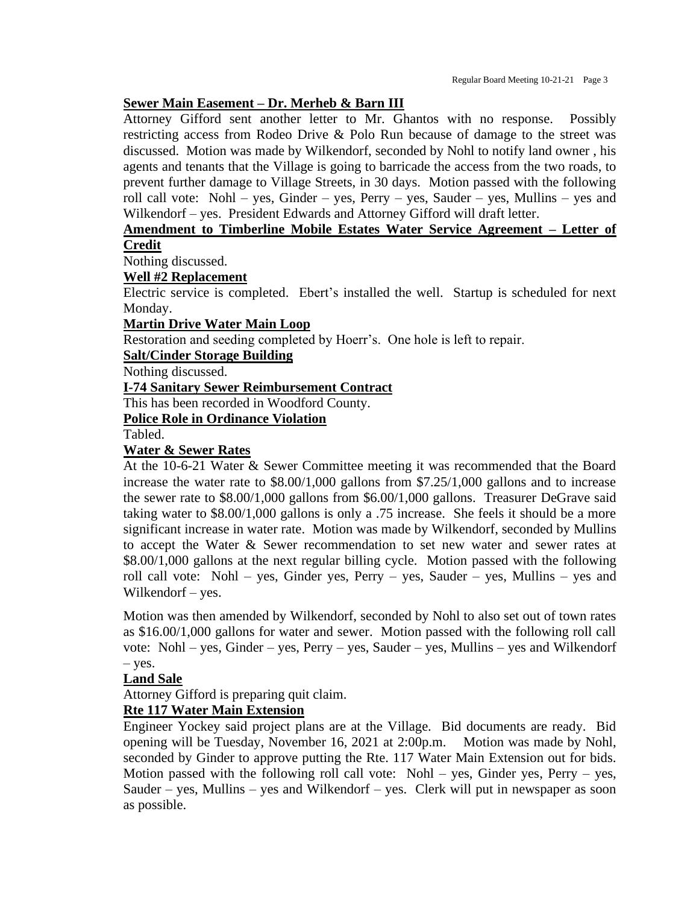**Sewer Main Easement – Dr. Merheb & Barn III**

Attorney Gifford sent another letter to Mr. Ghantos with no response. Possibly restricting access from Rodeo Drive & Polo Run because of damage to the street was discussed. Motion was made by Wilkendorf, seconded by Nohl to notify land owner , his agents and tenants that the Village is going to barricade the access from the two roads, to prevent further damage to Village Streets, in 30 days. Motion passed with the following roll call vote: Nohl – yes, Ginder – yes, Perry – yes, Sauder – yes, Mullins – yes and Wilkendorf – yes. President Edwards and Attorney Gifford will draft letter.

**Amendment to Timberline Mobile Estates Water Service Agreement – Letter of Credit**

Nothing discussed.

**Well #2 Replacement**

Electric service is completed. Ebert's installed the well. Startup is scheduled for next Monday.

**Martin Drive Water Main Loop**

Restoration and seeding completed by Hoerr's. One hole is left to repair.

**Salt/Cinder Storage Building**

Nothing discussed.

**I-74 Sanitary Sewer Reimbursement Contract**

This has been recorded in Woodford County.

**Police Role in Ordinance Violation**

Tabled.

**Water & Sewer Rates**

At the 10-6-21 Water & Sewer Committee meeting it was recommended that the Board increase the water rate to $8.00/1,000 gallons from $7.25/1,000 gallons and to increase the sewer rate to $8.00/1,000 gallons from $6.00/1,000 gallons. Treasurer DeGrave said taking water to $8.00/1,000 gallons is only a .75 increase. She feels it should be a more significant increase in water rate. Motion was made by Wilkendorf, seconded by Mullins to accept the Water & Sewer recommendation to set new water and sewer rates at $8.00/1,000 gallons at the next regular billing cycle. Motion passed with the following roll call vote: Nohl – yes, Ginder yes, Perry – yes, Sauder – yes, Mullins – yes and Wilkendorf – yes.

Motion was then amended by Wilkendorf, seconded by Nohl to also set out of town rates as $16.00/1,000 gallons for water and sewer. Motion passed with the following roll call vote: Nohl – yes, Ginder – yes, Perry – yes, Sauder – yes, Mullins – yes and Wilkendorf – yes.

**Land Sale**

Attorney Gifford is preparing quit claim.

**Rte 117 Water Main Extension**

Engineer Yockey said project plans are at the Village. Bid documents are ready. Bid opening will be Tuesday, November 16, 2021 at 2:00p.m. Motion was made by Nohl, seconded by Ginder to approve putting the Rte. 117 Water Main Extension out for bids. Motion passed with the following roll call vote: Nohl – yes, Ginder yes, Perry – yes, Sauder – yes, Mullins – yes and Wilkendorf – yes. Clerk will put in newspaper as soon as possible.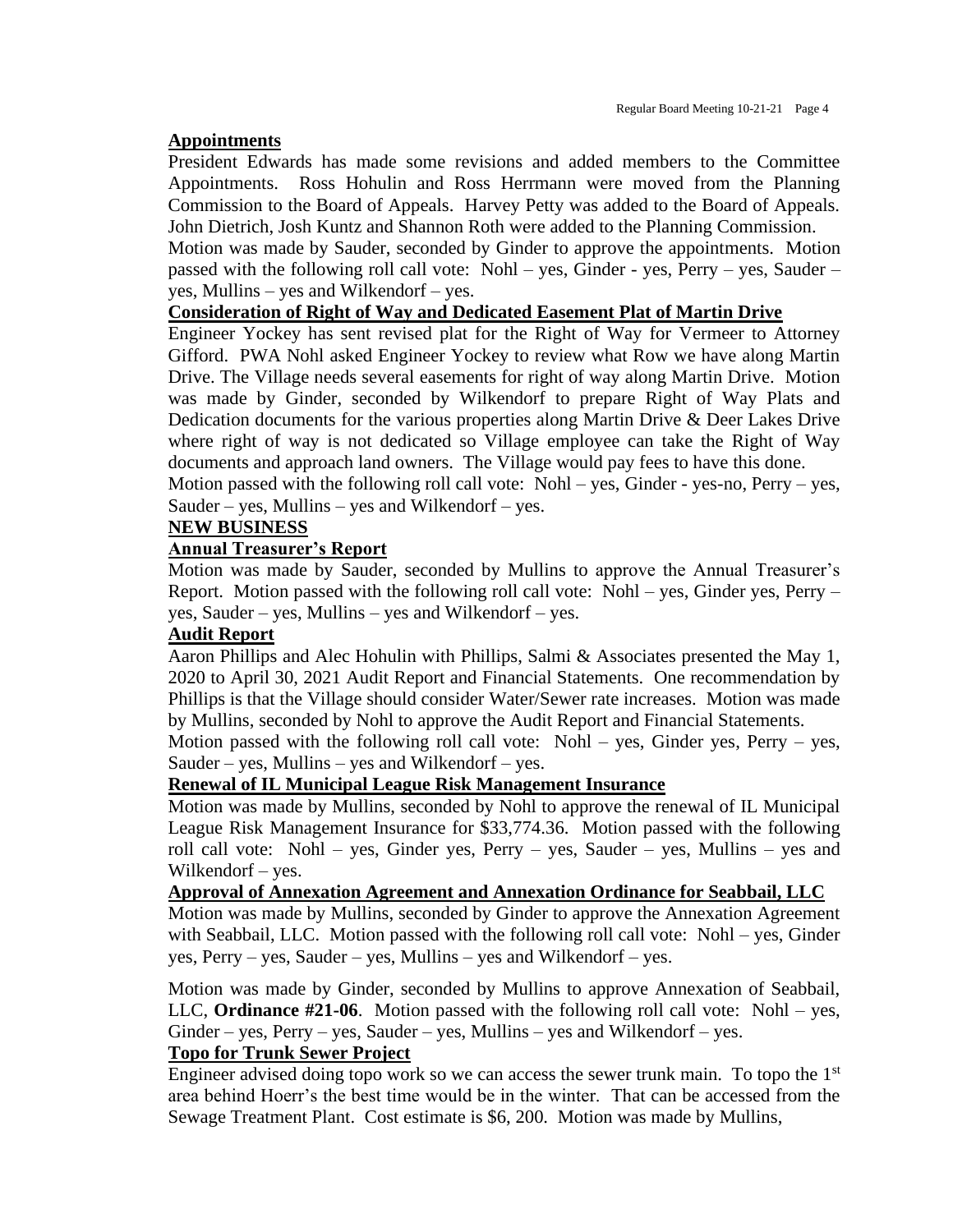**Appointments**

President Edwards has made some revisions and added members to the Committee Appointments. Ross Hohulin and Ross Herrmann were moved from the Planning Commission to the Board of Appeals. Harvey Petty was added to the Board of Appeals. John Dietrich, Josh Kuntz and Shannon Roth were added to the Planning Commission.

Motion was made by Sauder, seconded by Ginder to approve the appointments. Motion passed with the following roll call vote: Nohl – yes, Ginder - yes, Perry – yes, Sauder – yes, Mullins – yes and Wilkendorf – yes.

**Consideration of Right of Way and Dedicated Easement Plat of Martin Drive**

Engineer Yockey has sent revised plat for the Right of Way for Vermeer to Attorney Gifford. PWA Nohl asked Engineer Yockey to review what Row we have along Martin Drive. The Village needs several easements for right of way along Martin Drive. Motion was made by Ginder, seconded by Wilkendorf to prepare Right of Way Plats and Dedication documents for the various properties along Martin Drive & Deer Lakes Drive where right of way is not dedicated so Village employee can take the Right of Way documents and approach land owners. The Village would pay fees to have this done.

Motion passed with the following roll call vote: Nohl – yes, Ginder - yes-no, Perry – yes, Sauder – yes, Mullins – yes and Wilkendorf – yes.

**NEW BUSINESS**

**Annual Treasurer's Report**

Motion was made by Sauder, seconded by Mullins to approve the Annual Treasurer's Report. Motion passed with the following roll call vote: Nohl – yes, Ginder yes, Perry – yes, Sauder – yes, Mullins – yes and Wilkendorf – yes.

**Audit Report**

Aaron Phillips and Alec Hohulin with Phillips, Salmi & Associates presented the May 1, 2020 to April 30, 2021 Audit Report and Financial Statements. One recommendation by Phillips is that the Village should consider Water/Sewer rate increases. Motion was made by Mullins, seconded by Nohl to approve the Audit Report and Financial Statements.

Motion passed with the following roll call vote: Nohl – yes, Ginder yes, Perry – yes, Sauder – yes, Mullins – yes and Wilkendorf – yes.

**Renewal of IL Municipal League Risk Management Insurance**

Motion was made by Mullins, seconded by Nohl to approve the renewal of IL Municipal League Risk Management Insurance for $33,774.36. Motion passed with the following roll call vote: Nohl – yes, Ginder yes, Perry – yes, Sauder – yes, Mullins – yes and Wilkendorf – yes.

**Approval of Annexation Agreement and Annexation Ordinance for Seabbail, LLC**

Motion was made by Mullins, seconded by Ginder to approve the Annexation Agreement with Seabbail, LLC. Motion passed with the following roll call vote: Nohl – yes, Ginder yes, Perry – yes, Sauder – yes, Mullins – yes and Wilkendorf – yes.

Motion was made by Ginder, seconded by Mullins to approve Annexation of Seabbail, LLC, **Ordinance #21-06**. Motion passed with the following roll call vote: Nohl – yes, Ginder – yes, Perry – yes, Sauder – yes, Mullins – yes and Wilkendorf – yes.

**Topo for Trunk Sewer Project**

Engineer advised doing topo work so we can access the sewer trunk main. To topo the 1st area behind Hoerr's the best time would be in the winter. That can be accessed from the Sewage Treatment Plant. Cost estimate is $6, 200. Motion was made by Mullins,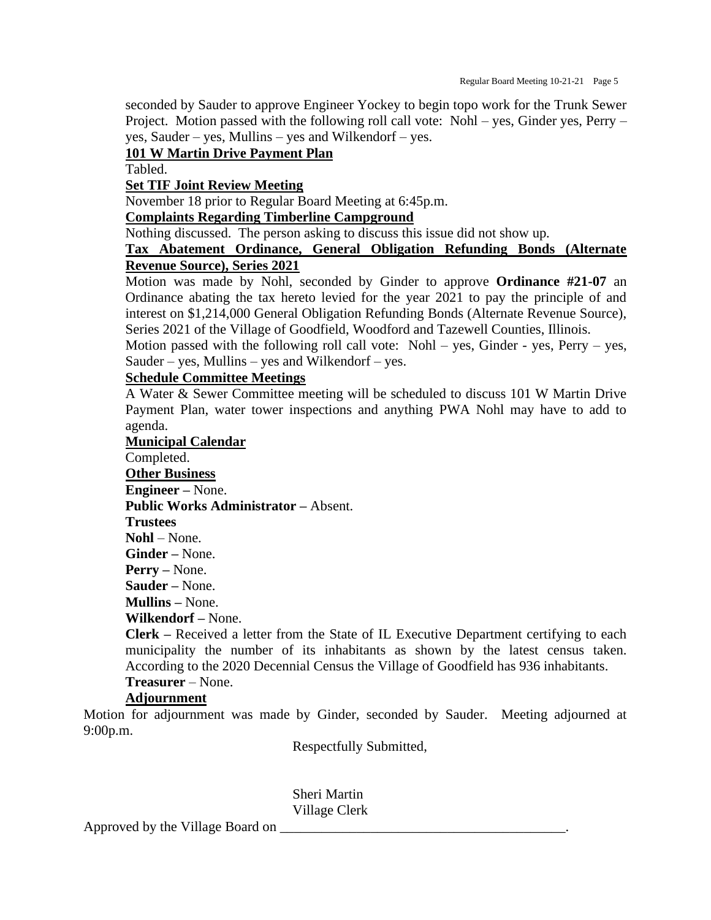seconded by Sauder to approve Engineer Yockey to begin topo work for the Trunk Sewer Project. Motion passed with the following roll call vote: Nohl – yes, Ginder yes, Perry – yes, Sauder – yes, Mullins – yes and Wilkendorf – yes.

**101 W Martin Drive Payment Plan**

Tabled.

**Set TIF Joint Review Meeting**

November 18 prior to Regular Board Meeting at 6:45p.m.

**Complaints Regarding Timberline Campground**

Nothing discussed. The person asking to discuss this issue did not show up.

**Tax Abatement Ordinance, General Obligation Refunding Bonds (Alternate Revenue Source), Series 2021**

Motion was made by Nohl, seconded by Ginder to approve **Ordinance #21-07** an Ordinance abating the tax hereto levied for the year 2021 to pay the principle of and interest on $1,214,000 General Obligation Refunding Bonds (Alternate Revenue Source), Series 2021 of the Village of Goodfield, Woodford and Tazewell Counties, Illinois.

Motion passed with the following roll call vote: Nohl – yes, Ginder - yes, Perry – yes, Sauder – yes, Mullins – yes and Wilkendorf – yes.

**Schedule Committee Meetings**

A Water & Sewer Committee meeting will be scheduled to discuss 101 W Martin Drive Payment Plan, water tower inspections and anything PWA Nohl may have to add to agenda.

**Municipal Calendar**

Completed.

**Other Business**

**Engineer –** None.

**Public Works Administrator –** Absent.

**Trustees**

**Nohl** – None.

**Ginder –** None.

**Perry –** None.

**Sauder –** None.

**Mullins –** None.

**Wilkendorf –** None.

**Clerk –** Received a letter from the State of IL Executive Department certifying to each municipality the number of its inhabitants as shown by the latest census taken. According to the 2020 Decennial Census the Village of Goodfield has 936 inhabitants.

**Treasurer** – None.

**Adjournment**

Motion for adjournment was made by Ginder, seconded by Sauder. Meeting adjourned at 9:00p.m.

Respectfully Submitted,

Sheri Martin
Village Clerk

Approved by the Village Board on \_\_\_\_\_\_\_\_\_\_\_\_\_\_\_\_\_\_\_\_\_\_\_\_\_\_\_\_\_\_\_\_\_\_\_\_\_\_\_\_\_.